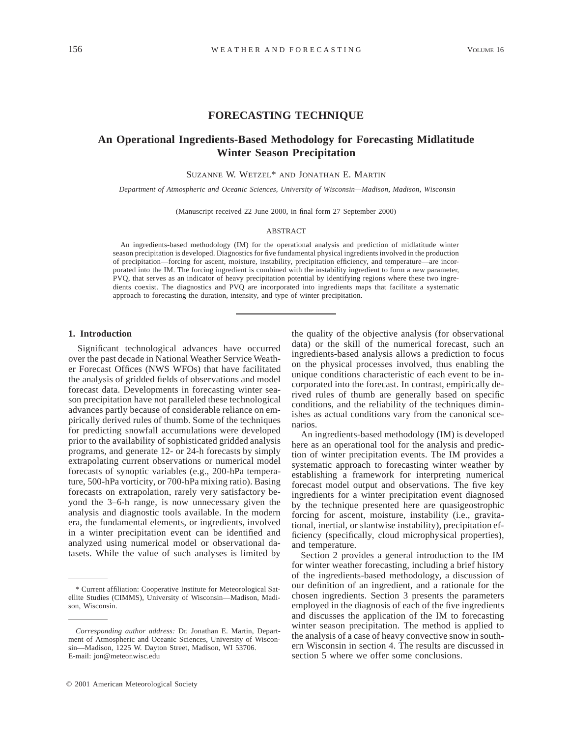## FORECASTING TECHNIQUE

# An Operational Ingredients-Based Methodology for Forecasting Midlatitude Winter Season Precipitation

SUZANNE W. WETZEL* AND JONATHAN E. MARTIN

*Department of Atmospheric and Oceanic Sciences, University of Wisconsin—Madison, Madison, Wisconsin*

(Manuscript received 22 June 2000, in final form 27 September 2000)

### ABSTRACT

An ingredients-based methodology (IM) for the operational analysis and prediction of midlatitude winter season precipitation is developed. Diagnostics for five fundamental physical ingredients involved in the production of precipitation—forcing for ascent, moisture, instability, precipitation efficiency, and temperature—are incorporated into the IM. The forcing ingredient is combined with the instability ingredient to form a new parameter, PVQ, that serves as an indicator of heavy precipitation potential by identifying regions where these two ingredients coexist. The diagnostics and PVQ are incorporated into ingredients maps that facilitate a systematic approach to forecasting the duration, intensity, and type of winter precipitation.

## 1. Introduction

Significant technological advances have occurred over the past decade in National Weather Service Weather Forecast Offices (NWS WFOs) that have facilitated the analysis of gridded fields of observations and model forecast data. Developments in forecasting winter season precipitation have not paralleled these technological advances partly because of considerable reliance on empirically derived rules of thumb. Some of the techniques for predicting snowfall accumulations were developed prior to the availability of sophisticated gridded analysis programs, and generate 12- or 24-h forecasts by simply extrapolating current observations or numerical model forecasts of synoptic variables (e.g., 200-hPa temperature, 500-hPa vorticity, or 700-hPa mixing ratio). Basing forecasts on extrapolation, rarely very satisfactory beyond the 3–6-h range, is now unnecessary given the analysis and diagnostic tools available. In the modern era, the fundamental elements, or ingredients, involved in a winter precipitation event can be identified and analyzed using numerical model or observational datasets. While the value of such analyses is limited by the quality of the objective analysis (for observational data) or the skill of the numerical forecast, such an ingredients-based analysis allows a prediction to focus on the physical processes involved, thus enabling the unique conditions characteristic of each event to be incorporated into the forecast. In contrast, empirically derived rules of thumb are generally based on specific conditions, and the reliability of the techniques diminishes as actual conditions vary from the canonical scenarios.

An ingredients-based methodology (IM) is developed here as an operational tool for the analysis and prediction of winter precipitation events. The IM provides a systematic approach to forecasting winter weather by establishing a framework for interpreting numerical forecast model output and observations. The five key ingredients for a winter precipitation event diagnosed by the technique presented here are quasigeostrophic forcing for ascent, moisture, instability (i.e., gravitational, inertial, or slantwise instability), precipitation efficiency (specifically, cloud microphysical properties), and temperature.

Section 2 provides a general introduction to the IM for winter weather forecasting, including a brief history of the ingredients-based methodology, a discussion of our definition of an ingredient, and a rationale for the chosen ingredients. Section 3 presents the parameters employed in the diagnosis of each of the five ingredients and discusses the application of the IM to forecasting winter season precipitation. The method is applied to the analysis of a case of heavy convective snow in southern Wisconsin in section 4. The results are discussed in section 5 where we offer some conclusions.

---

\* Current affiliation: Cooperative Institute for Meteorological Satellite Studies (CIMMS), University of Wisconsin—Madison, Madison, Wisconsin.

---

*Corresponding author address:* Dr. Jonathan E. Martin, Department of Atmospheric and Oceanic Sciences, University of Wisconsin—Madison, 1225 W. Dayton Street, Madison, WI 53706.
E-mail: jon@meteor.wisc.edu

© 2001 American Meteorological Society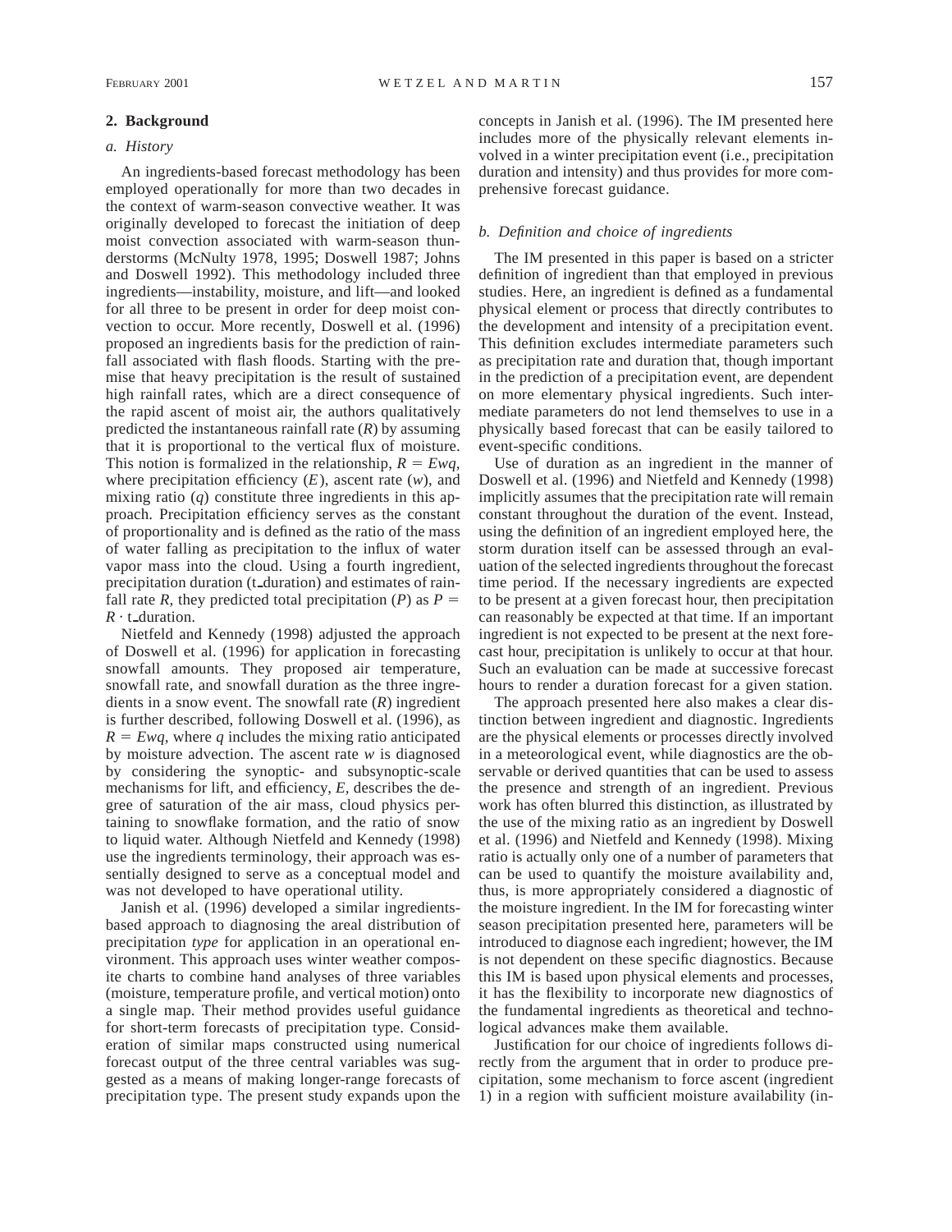## 2. Background

### *a. History*

An ingredients-based forecast methodology has been employed operationally for more than two decades in the context of warm-season convective weather. It was originally developed to forecast the initiation of deep moist convection associated with warm-season thunderstorms (McNulty 1978, 1995; Doswell 1987; Johns and Doswell 1992). This methodology included three ingredients—instability, moisture, and lift—and looked for all three to be present in order for deep moist convection to occur. More recently, Doswell et al. (1996) proposed an ingredients basis for the prediction of rainfall associated with flash floods. Starting with the premise that heavy precipitation is the result of sustained high rainfall rates, which are a direct consequence of the rapid ascent of moist air, the authors qualitatively predicted the instantaneous rainfall rate ($R$) by assuming that it is proportional to the vertical flux of moisture. This notion is formalized in the relationship, $R = Ewq$, where precipitation efficiency ($E$), ascent rate ($w$), and mixing ratio ($q$) constitute three ingredients in this approach. Precipitation efficiency serves as the constant of proportionality and is defined as the ratio of the mass of water falling as precipitation to the influx of water vapor mass into the cloud. Using a fourth ingredient, precipitation duration (t_duration) and estimates of rainfall rate $R$, they predicted total precipitation ($P$) as $P = R \cdot \mathrm{t\_duration}$.

Nietfeld and Kennedy (1998) adjusted the approach of Doswell et al. (1996) for application in forecasting snowfall amounts. They proposed air temperature, snowfall rate, and snowfall duration as the three ingredients in a snow event. The snowfall rate ($R$) ingredient is further described, following Doswell et al. (1996), as $R = Ewq$, where $q$ includes the mixing ratio anticipated by moisture advection. The ascent rate $w$ is diagnosed by considering the synoptic- and subsynoptic-scale mechanisms for lift, and efficiency, $E$, describes the degree of saturation of the air mass, cloud physics pertaining to snowflake formation, and the ratio of snow to liquid water. Although Nietfeld and Kennedy (1998) use the ingredients terminology, their approach was essentially designed to serve as a conceptual model and was not developed to have operational utility.

Janish et al. (1996) developed a similar ingredients-based approach to diagnosing the areal distribution of precipitation *type* for application in an operational environment. This approach uses winter weather composite charts to combine hand analyses of three variables (moisture, temperature profile, and vertical motion) onto a single map. Their method provides useful guidance for short-term forecasts of precipitation type. Consideration of similar maps constructed using numerical forecast output of the three central variables was suggested as a means of making longer-range forecasts of precipitation type. The present study expands upon the concepts in Janish et al. (1996). The IM presented here includes more of the physically relevant elements involved in a winter precipitation event (i.e., precipitation duration and intensity) and thus provides for more comprehensive forecast guidance.

### *b. Definition and choice of ingredients*

The IM presented in this paper is based on a stricter definition of ingredient than that employed in previous studies. Here, an ingredient is defined as a fundamental physical element or process that directly contributes to the development and intensity of a precipitation event. This definition excludes intermediate parameters such as precipitation rate and duration that, though important in the prediction of a precipitation event, are dependent on more elementary physical ingredients. Such intermediate parameters do not lend themselves to use in a physically based forecast that can be easily tailored to event-specific conditions.

Use of duration as an ingredient in the manner of Doswell et al. (1996) and Nietfeld and Kennedy (1998) implicitly assumes that the precipitation rate will remain constant throughout the duration of the event. Instead, using the definition of an ingredient employed here, the storm duration itself can be assessed through an evaluation of the selected ingredients throughout the forecast time period. If the necessary ingredients are expected to be present at a given forecast hour, then precipitation can reasonably be expected at that time. If an important ingredient is not expected to be present at the next forecast hour, precipitation is unlikely to occur at that hour. Such an evaluation can be made at successive forecast hours to render a duration forecast for a given station.

The approach presented here also makes a clear distinction between ingredient and diagnostic. Ingredients are the physical elements or processes directly involved in a meteorological event, while diagnostics are the observable or derived quantities that can be used to assess the presence and strength of an ingredient. Previous work has often blurred this distinction, as illustrated by the use of the mixing ratio as an ingredient by Doswell et al. (1996) and Nietfeld and Kennedy (1998). Mixing ratio is actually only one of a number of parameters that can be used to quantify the moisture availability and, thus, is more appropriately considered a diagnostic of the moisture ingredient. In the IM for forecasting winter season precipitation presented here, parameters will be introduced to diagnose each ingredient; however, the IM is not dependent on these specific diagnostics. Because this IM is based upon physical elements and processes, it has the flexibility to incorporate new diagnostics of the fundamental ingredients as theoretical and technological advances make them available.

Justification for our choice of ingredients follows directly from the argument that in order to produce precipitation, some mechanism to force ascent (ingredient 1) in a region with sufficient moisture availability (in-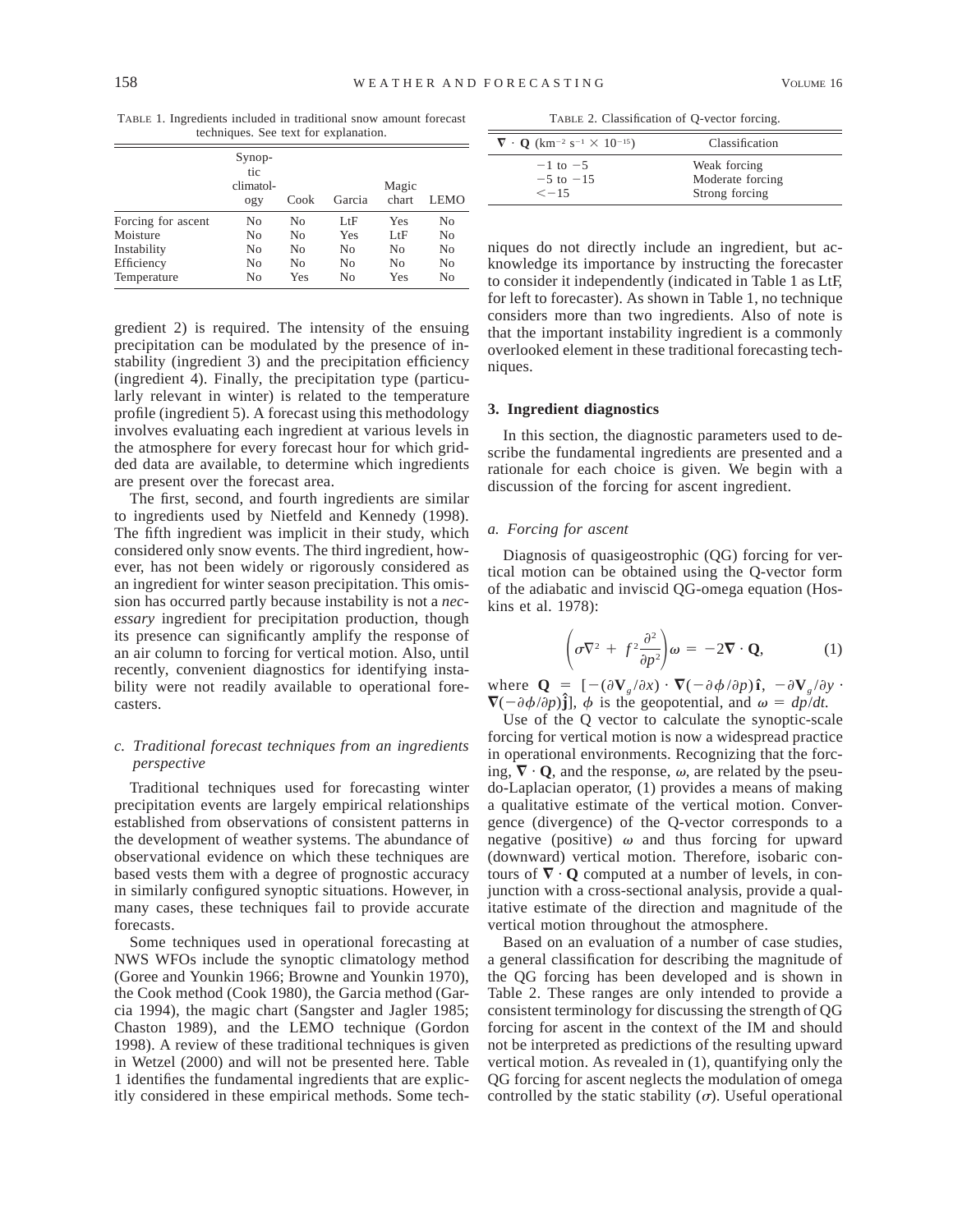TABLE 1. Ingredients included in traditional snow amount forecast techniques. See text for explanation.

| | Synoptic climatology | Cook | Garcia | Magic chart | LEMO |
|---|---|---|---|---|---|
| Forcing for ascent | No | No | LtF | Yes | No |
| Moisture | No | No | Yes | LtF | No |
| Instability | No | No | No | No | No |
| Efficiency | No | No | No | No | No |
| Temperature | No | Yes | No | Yes | No |

gredient 2) is required. The intensity of the ensuing precipitation can be modulated by the presence of instability (ingredient 3) and the precipitation efficiency (ingredient 4). Finally, the precipitation type (particularly relevant in winter) is related to the temperature profile (ingredient 5). A forecast using this methodology involves evaluating each ingredient at various levels in the atmosphere for every forecast hour for which gridded data are available, to determine which ingredients are present over the forecast area.

The first, second, and fourth ingredients are similar to ingredients used by Nietfeld and Kennedy (1998). The fifth ingredient was implicit in their study, which considered only snow events. The third ingredient, however, has not been widely or rigorously considered as an ingredient for winter season precipitation. This omission has occurred partly because instability is not a *necessary* ingredient for precipitation production, though its presence can significantly amplify the response of an air column to forcing for vertical motion. Also, until recently, convenient diagnostics for identifying instability were not readily available to operational forecasters.

### c. Traditional forecast techniques from an ingredients perspective

Traditional techniques used for forecasting winter precipitation events are largely empirical relationships established from observations of consistent patterns in the development of weather systems. The abundance of observational evidence on which these techniques are based vests them with a degree of prognostic accuracy in similarly configured synoptic situations. However, in many cases, these techniques fail to provide accurate forecasts.

Some techniques used in operational forecasting at NWS WFOs include the synoptic climatology method (Goree and Younkin 1966; Browne and Younkin 1970), the Cook method (Cook 1980), the Garcia method (Garcia 1994), the magic chart (Sangster and Jagler 1985; Chaston 1989), and the LEMO technique (Gordon 1998). A review of these traditional techniques is given in Wetzel (2000) and will not be presented here. Table 1 identifies the fundamental ingredients that are explicitly considered in these empirical methods. Some techniques do not directly include an ingredient, but acknowledge its importance by instructing the forecaster to consider it independently (indicated in Table 1 as LtF, for left to forecaster). As shown in Table 1, no technique considers more than two ingredients. Also of note is that the important instability ingredient is a commonly overlooked element in these traditional forecasting techniques.

## 3. Ingredient diagnostics

In this section, the diagnostic parameters used to describe the fundamental ingredients are presented and a rationale for each choice is given. We begin with a discussion of the forcing for ascent ingredient.

### a. Forcing for ascent

Diagnosis of quasigeostrophic (QG) forcing for vertical motion can be obtained using the Q-vector form of the adiabatic and inviscid QG-omega equation (Hoskins et al. 1978):

$$\left(\sigma\nabla^2 + f^2\frac{\partial^2}{\partial p^2}\right)\omega = -2\nabla\cdot\mathbf{Q}, \qquad (1)$$

where $\mathbf{Q} = [-(\partial\mathbf{V}_g/\partial x)\cdot\nabla(-\partial\phi/\partial p)\hat{\mathbf{i}},\ -\partial\mathbf{V}_g/\partial y\cdot\nabla(-\partial\phi/\partial p)\hat{\mathbf{j}}]$, $\phi$ is the geopotential, and $\omega = dp/dt$.

Use of the Q vector to calculate the synoptic-scale forcing for vertical motion is now a widespread practice in operational environments. Recognizing that the forcing, $\nabla\cdot\mathbf{Q}$, and the response, $\omega$, are related by the pseudo-Laplacian operator, (1) provides a means of making a qualitative estimate of the vertical motion. Convergence (divergence) of the Q-vector corresponds to a negative (positive) $\omega$ and thus forcing for upward (downward) vertical motion. Therefore, isobaric contours of $\nabla\cdot\mathbf{Q}$ computed at a number of levels, in conjunction with a cross-sectional analysis, provide a qualitative estimate of the direction and magnitude of the vertical motion throughout the atmosphere.

Based on an evaluation of a number of case studies, a general classification for describing the magnitude of the QG forcing has been developed and is shown in Table 2. These ranges are only intended to provide a consistent terminology for discussing the strength of QG forcing for ascent in the context of the IM and should not be interpreted as predictions of the resulting upward vertical motion. As revealed in (1), quantifying only the QG forcing for ascent neglects the modulation of omega controlled by the static stability ($\sigma$). Useful operational

TABLE 2. Classification of Q-vector forcing.

| $\nabla\cdot\mathbf{Q}$ (km$^{-2}$ s$^{-1}$ $\times$ 10$^{-15}$) | Classification |
|---|---|
| $-1$ to $-5$ | Weak forcing |
| $-5$ to $-15$ | Moderate forcing |
| $<-15$ | Strong forcing |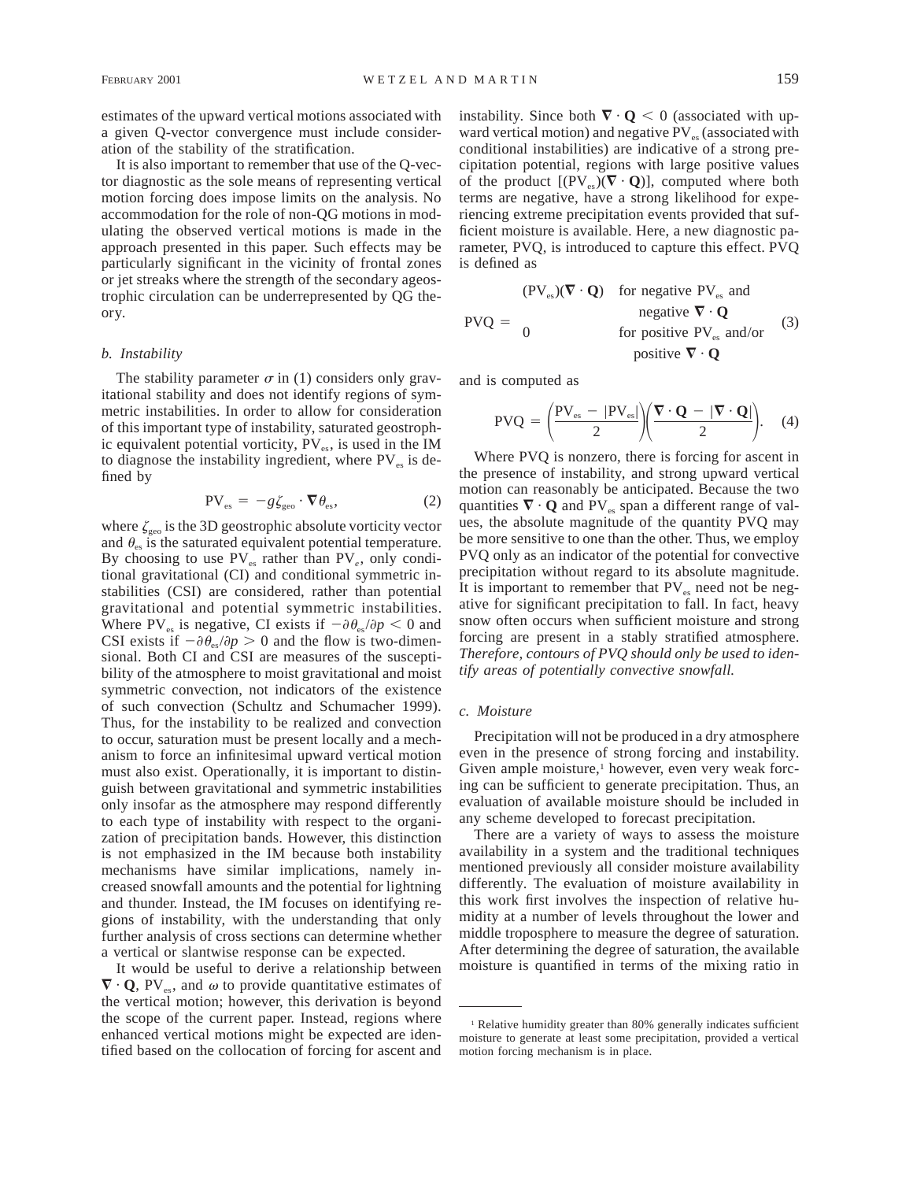estimates of the upward vertical motions associated with a given Q-vector convergence must include consideration of the stability of the stratification.

It is also important to remember that use of the Q-vector diagnostic as the sole means of representing vertical motion forcing does impose limits on the analysis. No accommodation for the role of non-QG motions in modulating the observed vertical motions is made in the approach presented in this paper. Such effects may be particularly significant in the vicinity of frontal zones or jet streaks where the strength of the secondary ageostrophic circulation can be underrepresented by QG theory.

### *b. Instability*

The stability parameter $\sigma$ in (1) considers only gravitational stability and does not identify regions of symmetric instabilities. In order to allow for consideration of this important type of instability, saturated geostrophic equivalent potential vorticity, $PV_{es}$, is used in the IM to diagnose the instability ingredient, where $PV_{es}$ is defined by

$$PV_{es} = -g\zeta_{geo} \cdot \nabla\theta_{es}, \tag{2}$$

where $\zeta_{geo}$ is the 3D geostrophic absolute vorticity vector and $\theta_{es}$ is the saturated equivalent potential temperature. By choosing to use $PV_{es}$ rather than $PV_e$, only conditional gravitational (CI) and conditional symmetric instabilities (CSI) are considered, rather than potential gravitational and potential symmetric instabilities. Where $PV_{es}$ is negative, CI exists if $-\partial\theta_{es}/\partial p < 0$ and CSI exists if $-\partial\theta_{es}/\partial p > 0$ and the flow is two-dimensional. Both CI and CSI are measures of the susceptibility of the atmosphere to moist gravitational and moist symmetric convection, not indicators of the existence of such convection (Schultz and Schumacher 1999). Thus, for the instability to be realized and convection to occur, saturation must be present locally and a mechanism to force an infinitesimal upward vertical motion must also exist. Operationally, it is important to distinguish between gravitational and symmetric instabilities only insofar as the atmosphere may respond differently to each type of instability with respect to the organization of precipitation bands. However, this distinction is not emphasized in the IM because both instability mechanisms have similar implications, namely increased snowfall amounts and the potential for lightning and thunder. Instead, the IM focuses on identifying regions of instability, with the understanding that only further analysis of cross sections can determine whether a vertical or slantwise response can be expected.

It would be useful to derive a relationship between $\nabla \cdot \mathbf{Q}$, $PV_{es}$, and $\omega$ to provide quantitative estimates of the vertical motion; however, this derivation is beyond the scope of the current paper. Instead, regions where enhanced vertical motions might be expected are identified based on the collocation of forcing for ascent and instability. Since both $\nabla \cdot \mathbf{Q} < 0$ (associated with upward vertical motion) and negative $PV_{es}$ (associated with conditional instabilities) are indicative of a strong precipitation potential, regions with large positive values of the product $[(PV_{es})(\nabla \cdot \mathbf{Q})]$, computed where both terms are negative, have a strong likelihood for experiencing extreme precipitation events provided that sufficient moisture is available. Here, a new diagnostic parameter, PVQ, is introduced to capture this effect. PVQ is defined as

$$\text{PVQ} = \begin{cases} (PV_{es})(\nabla \cdot \mathbf{Q}) & \text{for negative } PV_{es} \text{ and negative } \nabla \cdot \mathbf{Q} \\ 0 & \text{for positive } PV_{es} \text{ and/or positive } \nabla \cdot \mathbf{Q} \end{cases} \tag{3}$$

and is computed as

$$\text{PVQ} = \left(\frac{PV_{es} - |PV_{es}|}{2}\right)\left(\frac{\nabla \cdot \mathbf{Q} - |\nabla \cdot \mathbf{Q}|}{2}\right). \tag{4}$$

Where PVQ is nonzero, there is forcing for ascent in the presence of instability, and strong upward vertical motion can reasonably be anticipated. Because the two quantities $\nabla \cdot \mathbf{Q}$ and $PV_{es}$ span a different range of values, the absolute magnitude of the quantity PVQ may be more sensitive to one than the other. Thus, we employ PVQ only as an indicator of the potential for convective precipitation without regard to its absolute magnitude. It is important to remember that $PV_{es}$ need not be negative for significant precipitation to fall. In fact, heavy snow often occurs when sufficient moisture and strong forcing are present in a stably stratified atmosphere. *Therefore, contours of PVQ should only be used to identify areas of potentially convective snowfall.*

### *c. Moisture*

Precipitation will not be produced in a dry atmosphere even in the presence of strong forcing and instability. Given ample moisture,[1] however, even very weak forcing can be sufficient to generate precipitation. Thus, an evaluation of available moisture should be included in any scheme developed to forecast precipitation.

There are a variety of ways to assess the moisture availability in a system and the traditional techniques mentioned previously all consider moisture availability differently. The evaluation of moisture availability in this work first involves the inspection of relative humidity at a number of levels throughout the lower and middle troposphere to measure the degree of saturation. After determining the degree of saturation, the available moisture is quantified in terms of the mixing ratio in

[1] Relative humidity greater than 80% generally indicates sufficient moisture to generate at least some precipitation, provided a vertical motion forcing mechanism is in place.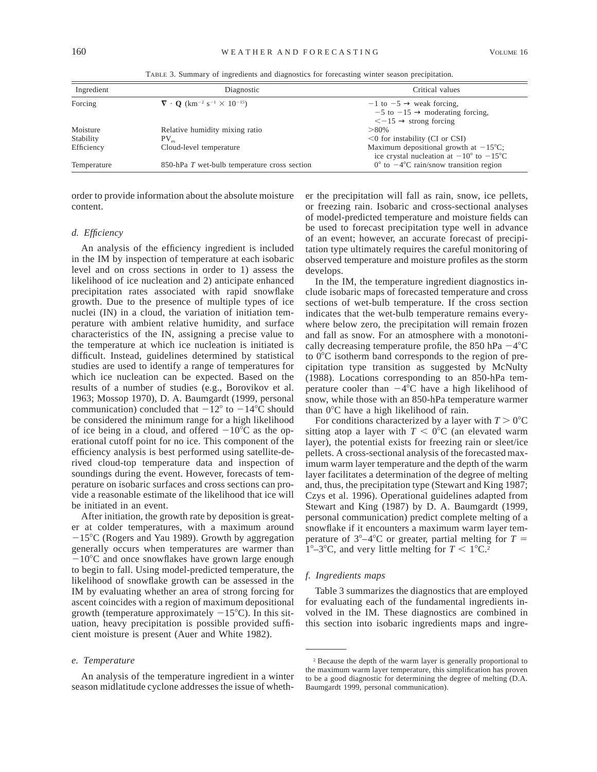TABLE 3. Summary of ingredients and diagnostics for forecasting winter season precipitation.

| Ingredient | Diagnostic | Critical values |
|---|---|---|
| Forcing | $\nabla \cdot \mathbf{Q}$ (km$^{-2}$ s$^{-1}$ $\times$ 10$^{-15}$) | $-1$ to $-5$ → weak forcing, $-5$ to $-15$ → moderating forcing, $<-15$ → strong forcing |
| Moisture | Relative humidity mixing ratio | $>80\%$ |
| Stability | $PV_{es}$ | $<0$ for instability (CI or CSI) |
| Efficiency | Cloud-level temperature | Maximum depositional growth at $-15°$C; ice crystal nucleation at $-10°$ to $-15°$C |
| Temperature | 850-hPa $T$ wet-bulb temperature cross section | $0°$ to $-4°$C rain/snow transition region |

order to provide information about the absolute moisture content.

### *d. Efficiency*

An analysis of the efficiency ingredient is included in the IM by inspection of temperature at each isobaric level and on cross sections in order to 1) assess the likelihood of ice nucleation and 2) anticipate enhanced precipitation rates associated with rapid snowflake growth. Due to the presence of multiple types of ice nuclei (IN) in a cloud, the variation of initiation temperature with ambient relative humidity, and surface characteristics of the IN, assigning a precise value to the temperature at which ice nucleation is initiated is difficult. Instead, guidelines determined by statistical studies are used to identify a range of temperatures for which ice nucleation can be expected. Based on the results of a number of studies (e.g., Borovikov et al. 1963; Mossop 1970), D. A. Baumgardt (1999, personal communication) concluded that $-12°$ to $-14°$C should be considered the minimum range for a high likelihood of ice being in a cloud, and offered $-10°$C as the operational cutoff point for no ice. This component of the efficiency analysis is best performed using satellite-derived cloud-top temperature data and inspection of soundings during the event. However, forecasts of temperature on isobaric surfaces and cross sections can provide a reasonable estimate of the likelihood that ice will be initiated in an event.

After initiation, the growth rate by deposition is greater at colder temperatures, with a maximum around $-15°$C (Rogers and Yau 1989). Growth by aggregation generally occurs when temperatures are warmer than $-10°$C and once snowflakes have grown large enough to begin to fall. Using model-predicted temperature, the likelihood of snowflake growth can be assessed in the IM by evaluating whether an area of strong forcing for ascent coincides with a region of maximum depositional growth (temperature approximately $-15°$C). In this situation, heavy precipitation is possible provided sufficient moisture is present (Auer and White 1982).

### *e. Temperature*

An analysis of the temperature ingredient in a winter season midlatitude cyclone addresses the issue of whether the precipitation will fall as rain, snow, ice pellets, or freezing rain. Isobaric and cross-sectional analyses of model-predicted temperature and moisture fields can be used to forecast precipitation type well in advance of an event; however, an accurate forecast of precipitation type ultimately requires the careful monitoring of observed temperature and moisture profiles as the storm develops.

In the IM, the temperature ingredient diagnostics include isobaric maps of forecasted temperature and cross sections of wet-bulb temperature. If the cross section indicates that the wet-bulb temperature remains everywhere below zero, the precipitation will remain frozen and fall as snow. For an atmosphere with a monotonically decreasing temperature profile, the 850 hPa $-4°$C to $0°$C isotherm band corresponds to the region of precipitation type transition as suggested by McNulty (1988). Locations corresponding to an 850-hPa temperature cooler than $-4°$C have a high likelihood of snow, while those with an 850-hPa temperature warmer than $0°$C have a high likelihood of rain.

For conditions characterized by a layer with $T > 0°$C sitting atop a layer with $T < 0°$C (an elevated warm layer), the potential exists for freezing rain or sleet/ice pellets. A cross-sectional analysis of the forecasted maximum warm layer temperature and the depth of the warm layer facilitates a determination of the degree of melting and, thus, the precipitation type (Stewart and King 1987; Czys et al. 1996). Operational guidelines adapted from Stewart and King (1987) by D. A. Baumgardt (1999, personal communication) predict complete melting of a snowflake if it encounters a maximum warm layer temperature of $3°$–$4°$C or greater, partial melting for $T = 1°$–$3°$C, and very little melting for $T < 1°$C.[2]

### *f. Ingredients maps*

Table 3 summarizes the diagnostics that are employed for evaluating each of the fundamental ingredients involved in the IM. These diagnostics are combined in this section into isobaric ingredients maps and ingre-

[2] Because the depth of the warm layer is generally proportional to the maximum warm layer temperature, this simplification has proven to be a good diagnostic for determining the degree of melting (D.A. Baumgardt 1999, personal communication).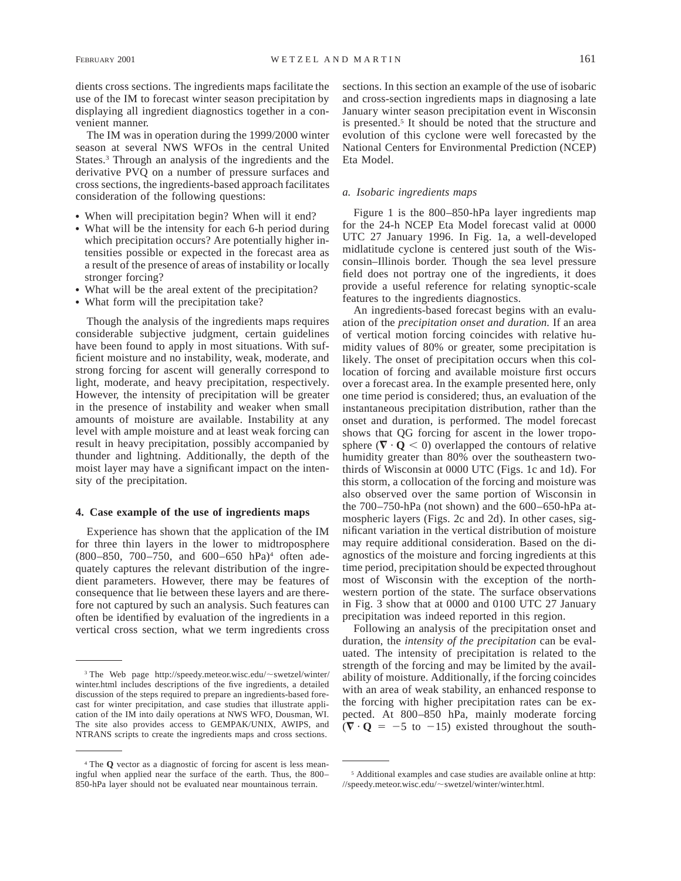dients cross sections. The ingredients maps facilitate the use of the IM to forecast winter season precipitation by displaying all ingredient diagnostics together in a convenient manner.

The IM was in operation during the 1999/2000 winter season at several NWS WFOs in the central United States.[3] Through an analysis of the ingredients and the derivative PVQ on a number of pressure surfaces and cross sections, the ingredients-based approach facilitates consideration of the following questions:

- When will precipitation begin? When will it end?
- What will be the intensity for each 6-h period during which precipitation occurs? Are potentially higher intensities possible or expected in the forecast area as a result of the presence of areas of instability or locally stronger forcing?
- What will be the areal extent of the precipitation?
- What form will the precipitation take?

Though the analysis of the ingredients maps requires considerable subjective judgment, certain guidelines have been found to apply in most situations. With sufficient moisture and no instability, weak, moderate, and strong forcing for ascent will generally correspond to light, moderate, and heavy precipitation, respectively. However, the intensity of precipitation will be greater in the presence of instability and weaker when small amounts of moisture are available. Instability at any level with ample moisture and at least weak forcing can result in heavy precipitation, possibly accompanied by thunder and lightning. Additionally, the depth of the moist layer may have a significant impact on the intensity of the precipitation.

## 4. Case example of the use of ingredients maps

Experience has shown that the application of the IM for three thin layers in the lower to midtroposphere (800–850, 700–750, and 600–650 hPa)[4] often adequately captures the relevant distribution of the ingredient parameters. However, there may be features of consequence that lie between these layers and are therefore not captured by such an analysis. Such features can often be identified by evaluation of the ingredients in a vertical cross section, what we term ingredients cross sections. In this section an example of the use of isobaric and cross-section ingredients maps in diagnosing a late January winter season precipitation event in Wisconsin is presented.[5] It should be noted that the structure and evolution of this cyclone were well forecasted by the National Centers for Environmental Prediction (NCEP) Eta Model.

### *a. Isobaric ingredients maps*

Figure 1 is the 800–850-hPa layer ingredients map for the 24-h NCEP Eta Model forecast valid at 0000 UTC 27 January 1996. In Fig. 1a, a well-developed midlatitude cyclone is centered just south of the Wisconsin–Illinois border. Though the sea level pressure field does not portray one of the ingredients, it does provide a useful reference for relating synoptic-scale features to the ingredients diagnostics.

An ingredients-based forecast begins with an evaluation of the *precipitation onset and duration.* If an area of vertical motion forcing coincides with relative humidity values of 80% or greater, some precipitation is likely. The onset of precipitation occurs when this collocation of forcing and available moisture first occurs over a forecast area. In the example presented here, only one time period is considered; thus, an evaluation of the instantaneous precipitation distribution, rather than the onset and duration, is performed. The model forecast shows that QG forcing for ascent in the lower troposphere ($\nabla \cdot \mathbf{Q} < 0$) overlapped the contours of relative humidity greater than 80% over the southeastern two-thirds of Wisconsin at 0000 UTC (Figs. 1c and 1d). For this storm, a collocation of the forcing and moisture was also observed over the same portion of Wisconsin in the 700–750-hPa (not shown) and the 600–650-hPa atmospheric layers (Figs. 2c and 2d). In other cases, significant variation in the vertical distribution of moisture may require additional consideration. Based on the diagnostics of the moisture and forcing ingredients at this time period, precipitation should be expected throughout most of Wisconsin with the exception of the northwestern portion of the state. The surface observations in Fig. 3 show that at 0000 and 0100 UTC 27 January precipitation was indeed reported in this region.

Following an analysis of the precipitation onset and duration, the *intensity of the precipitation* can be evaluated. The intensity of precipitation is related to the strength of the forcing and may be limited by the availability of moisture. Additionally, if the forcing coincides with an area of weak stability, an enhanced response to the forcing with higher precipitation rates can be expected. At 800–850 hPa, mainly moderate forcing ($\nabla \cdot \mathbf{Q} = -5$ to $-15$) existed throughout the south-

---

[3] The Web page http://speedy.meteor.wisc.edu/~swetzel/winter/winter.html includes descriptions of the five ingredients, a detailed discussion of the steps required to prepare an ingredients-based forecast for winter precipitation, and case studies that illustrate application of the IM into daily operations at NWS WFO, Dousman, WI. The site also provides access to GEMPAK/UNIX, AWIPS, and NTRANS scripts to create the ingredients maps and cross sections.

[4] The **Q** vector as a diagnostic of forcing for ascent is less meaningful when applied near the surface of the earth. Thus, the 800–850-hPa layer should not be evaluated near mountainous terrain.

[5] Additional examples and case studies are available online at http://speedy.meteor.wisc.edu/~swetzel/winter/winter.html.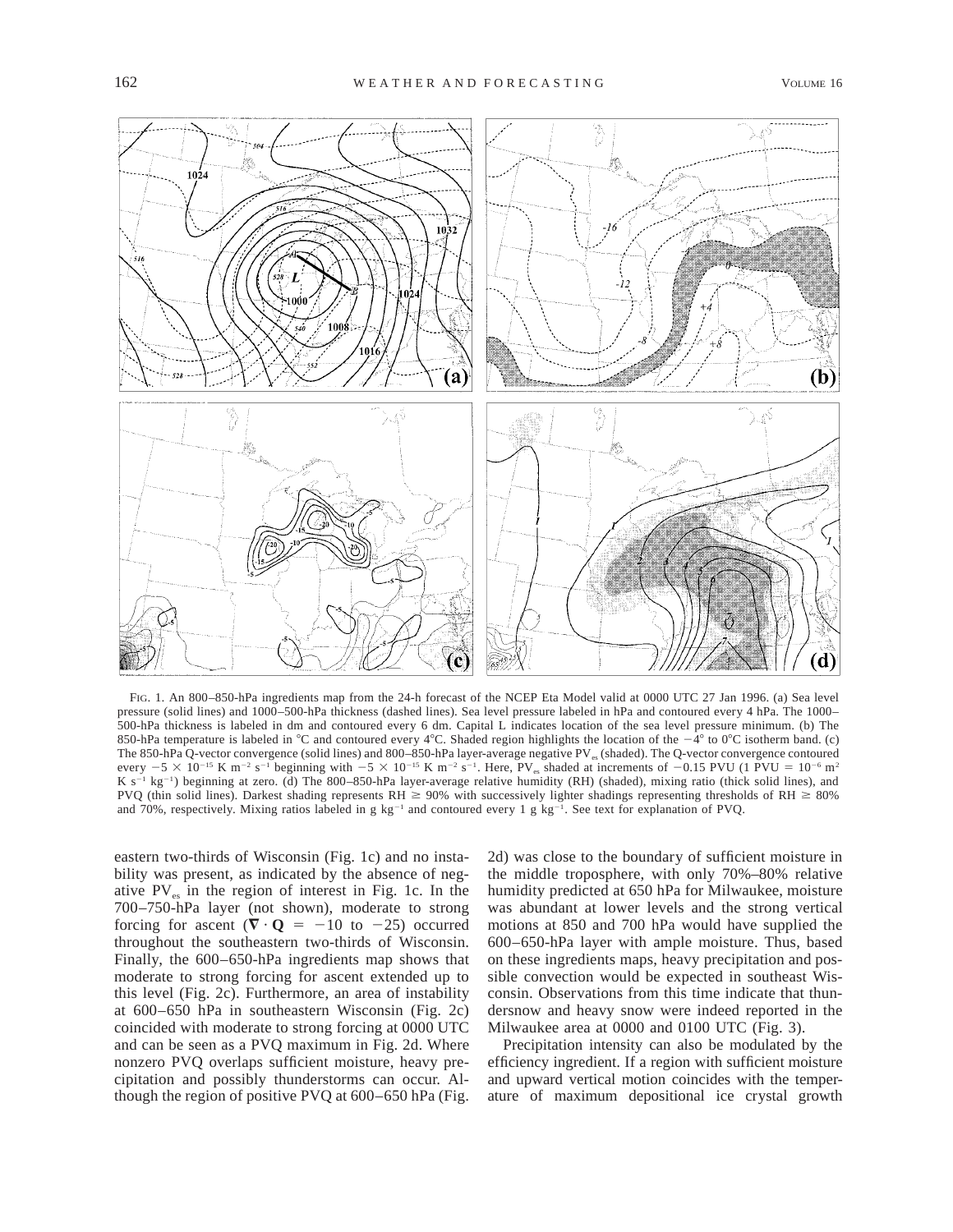FIG. 1. An 800–850-hPa ingredients map from the 24-h forecast of the NCEP Eta Model valid at 0000 UTC 27 Jan 1996. (a) Sea level pressure (solid lines) and 1000–500-hPa thickness (dashed lines). Sea level pressure labeled in hPa and contoured every 4 hPa. The 1000–500-hPa thickness is labeled in dm and contoured every 6 dm. Capital L indicates location of the sea level pressure minimum. (b) The 850-hPa temperature is labeled in °C and contoured every 4°C. Shaded region highlights the location of the −4° to 0°C isotherm band. (c) The 850-hPa Q-vector convergence (solid lines) and 800–850-hPa layer-average negative $PV_{es}$ (shaded). The Q-vector convergence contoured every $-5 \times 10^{-15}$ K m$^{-2}$ s$^{-1}$ beginning with $-5 \times 10^{-15}$ K m$^{-2}$ s$^{-1}$. Here, $PV_{es}$ shaded at increments of −0.15 PVU (1 PVU = $10^{-6}$ m$^{2}$ K s$^{-1}$ kg$^{-1}$) beginning at zero. (d) The 800–850-hPa layer-average relative humidity (RH) (shaded), mixing ratio (thick solid lines), and PVQ (thin solid lines). Darkest shading represents RH ≥ 90% with successively lighter shadings representing thresholds of RH ≥ 80% and 70%, respectively. Mixing ratios labeled in g kg$^{-1}$ and contoured every 1 g kg$^{-1}$. See text for explanation of PVQ.

eastern two-thirds of Wisconsin (Fig. 1c) and no instability was present, as indicated by the absence of negative $PV_{es}$ in the region of interest in Fig. 1c. In the 700–750-hPa layer (not shown), moderate to strong forcing for ascent ($\nabla \cdot \mathbf{Q}$ = −10 to −25) occurred throughout the southeastern two-thirds of Wisconsin. Finally, the 600–650-hPa ingredients map shows that moderate to strong forcing for ascent extended up to this level (Fig. 2c). Furthermore, an area of instability at 600–650 hPa in southeastern Wisconsin (Fig. 2c) coincided with moderate to strong forcing at 0000 UTC and can be seen as a PVQ maximum in Fig. 2d. Where nonzero PVQ overlaps sufficient moisture, heavy precipitation and possibly thunderstorms can occur. Although the region of positive PVQ at 600–650 hPa (Fig. 2d) was close to the boundary of sufficient moisture in the middle troposphere, with only 70%–80% relative humidity predicted at 650 hPa for Milwaukee, moisture was abundant at lower levels and the strong vertical motions at 850 and 700 hPa would have supplied the 600–650-hPa layer with ample moisture. Thus, based on these ingredients maps, heavy precipitation and possible convection would be expected in southeast Wisconsin. Observations from this time indicate that thundersnow and heavy snow were indeed reported in the Milwaukee area at 0000 and 0100 UTC (Fig. 3).

Precipitation intensity can also be modulated by the efficiency ingredient. If a region with sufficient moisture and upward vertical motion coincides with the temperature of maximum depositional ice crystal growth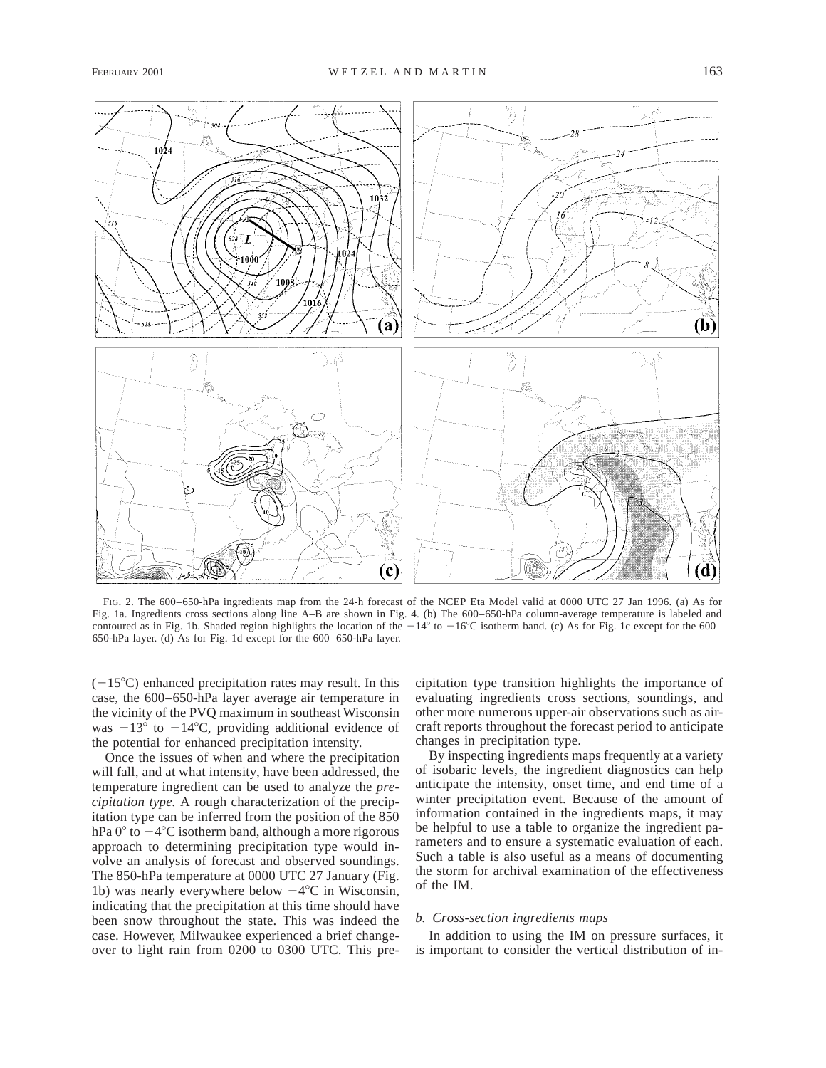FIG. 2. The 600–650-hPa ingredients map from the 24-h forecast of the NCEP Eta Model valid at 0000 UTC 27 Jan 1996. (a) As for Fig. 1a. Ingredients cross sections along line A–B are shown in Fig. 4. (b) The 600–650-hPa column-average temperature is labeled and contoured as in Fig. 1b. Shaded region highlights the location of the −14° to −16°C isotherm band. (c) As for Fig. 1c except for the 600–650-hPa layer. (d) As for Fig. 1d except for the 600–650-hPa layer.

(−15°C) enhanced precipitation rates may result. In this case, the 600–650-hPa layer average air temperature in the vicinity of the PVQ maximum in southeast Wisconsin was −13° to −14°C, providing additional evidence of the potential for enhanced precipitation intensity.

Once the issues of when and where the precipitation will fall, and at what intensity, have been addressed, the temperature ingredient can be used to analyze the *precipitation type.* A rough characterization of the precipitation type can be inferred from the position of the 850 hPa 0° to −4°C isotherm band, although a more rigorous approach to determining precipitation type would involve an analysis of forecast and observed soundings. The 850-hPa temperature at 0000 UTC 27 January (Fig. 1b) was nearly everywhere below −4°C in Wisconsin, indicating that the precipitation at this time should have been snow throughout the state. This was indeed the case. However, Milwaukee experienced a brief changeover to light rain from 0200 to 0300 UTC. This precipitation type transition highlights the importance of evaluating ingredients cross sections, soundings, and other more numerous upper-air observations such as aircraft reports throughout the forecast period to anticipate changes in precipitation type.

By inspecting ingredients maps frequently at a variety of isobaric levels, the ingredient diagnostics can help anticipate the intensity, onset time, and end time of a winter precipitation event. Because of the amount of information contained in the ingredients maps, it may be helpful to use a table to organize the ingredient parameters and to ensure a systematic evaluation of each. Such a table is also useful as a means of documenting the storm for archival examination of the effectiveness of the IM.

### *b. Cross-section ingredients maps*

In addition to using the IM on pressure surfaces, it is important to consider the vertical distribution of in-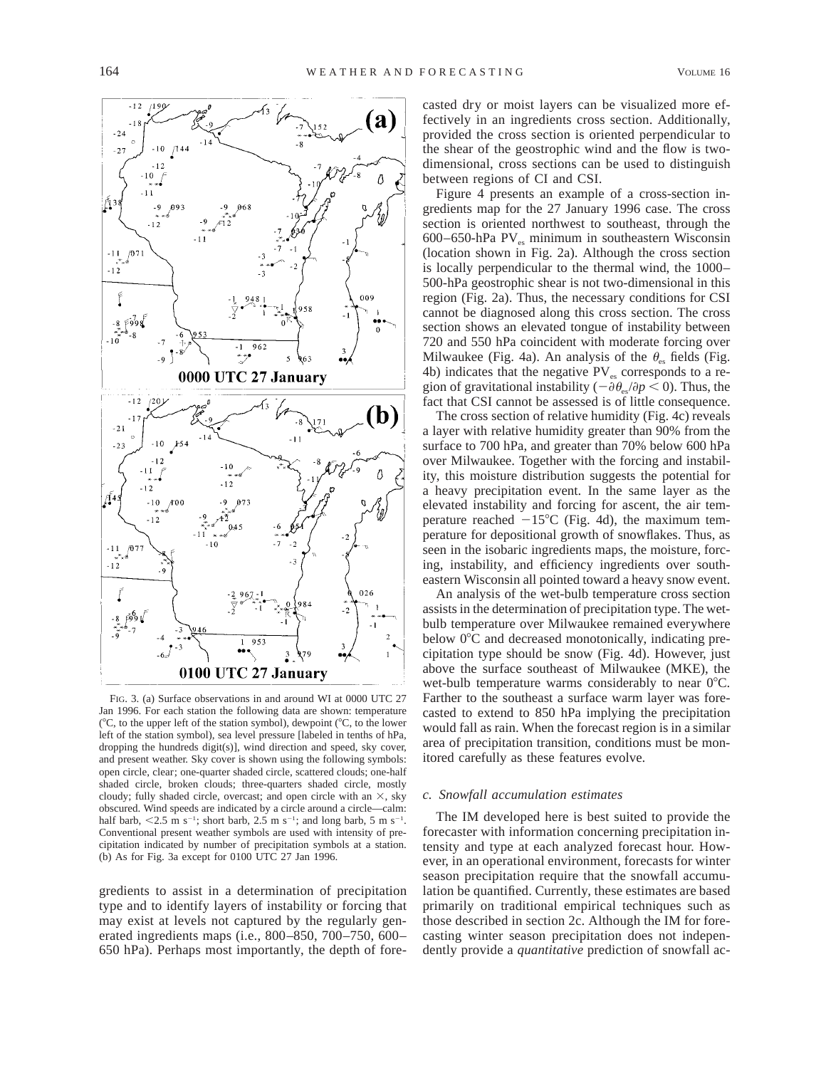FIG. 3. (a) Surface observations in and around WI at 0000 UTC 27 Jan 1996. For each station the following data are shown: temperature (°C, to the upper left of the station symbol), dewpoint (°C, to the lower left of the station symbol), sea level pressure [labeled in tenths of hPa, dropping the hundreds digit(s)], wind direction and speed, sky cover, and present weather. Sky cover is shown using the following symbols: open circle, clear; one-quarter shaded circle, scattered clouds; one-half shaded circle, broken clouds; three-quarters shaded circle, mostly cloudy; fully shaded circle, overcast; and open circle with an ×, sky obscured. Wind speeds are indicated by a circle around a circle—calm: half barb, <2.5 m s$^{-1}$; short barb, 2.5 m s$^{-1}$; and long barb, 5 m s$^{-1}$. Conventional present weather symbols are used with intensity of precipitation indicated by number of precipitation symbols at a station. (b) As for Fig. 3a except for 0100 UTC 27 Jan 1996.

gredients to assist in a determination of precipitation type and to identify layers of instability or forcing that may exist at levels not captured by the regularly generated ingredients maps (i.e., 800–850, 700–750, 600–650 hPa). Perhaps most importantly, the depth of forecasted dry or moist layers can be visualized more effectively in an ingredients cross section. Additionally, provided the cross section is oriented perpendicular to the shear of the geostrophic wind and the flow is two-dimensional, cross sections can be used to distinguish between regions of CI and CSI.

Figure 4 presents an example of a cross-section ingredients map for the 27 January 1996 case. The cross section is oriented northwest to southeast, through the 600–650-hPa $PV_{es}$ minimum in southeastern Wisconsin (location shown in Fig. 2a). Although the cross section is locally perpendicular to the thermal wind, the 1000–500-hPa geostrophic shear is not two-dimensional in this region (Fig. 2a). Thus, the necessary conditions for CSI cannot be diagnosed along this cross section. The cross section shows an elevated tongue of instability between 720 and 550 hPa coincident with moderate forcing over Milwaukee (Fig. 4a). An analysis of the $\theta_{es}$ fields (Fig. 4b) indicates that the negative $PV_{es}$ corresponds to a region of gravitational instability ($-\partial\theta_{es}/\partial p < 0$). Thus, the fact that CSI cannot be assessed is of little consequence.

The cross section of relative humidity (Fig. 4c) reveals a layer with relative humidity greater than 90% from the surface to 700 hPa, and greater than 70% below 600 hPa over Milwaukee. Together with the forcing and instability, this moisture distribution suggests the potential for a heavy precipitation event. In the same layer as the elevated instability and forcing for ascent, the air temperature reached −15°C (Fig. 4d), the maximum temperature for depositional growth of snowflakes. Thus, as seen in the isobaric ingredients maps, the moisture, forcing, instability, and efficiency ingredients over southeastern Wisconsin all pointed toward a heavy snow event.

An analysis of the wet-bulb temperature cross section assists in the determination of precipitation type. The wet-bulb temperature over Milwaukee remained everywhere below 0°C and decreased monotonically, indicating precipitation type should be snow (Fig. 4d). However, just above the surface southeast of Milwaukee (MKE), the wet-bulb temperature warms considerably to near 0°C. Farther to the southeast a surface warm layer was forecasted to extend to 850 hPa implying the precipitation would fall as rain. When the forecast region is in a similar area of precipitation transition, conditions must be monitored carefully as these features evolve.

### c. Snowfall accumulation estimates

The IM developed here is best suited to provide the forecaster with information concerning precipitation intensity and type at each analyzed forecast hour. However, in an operational environment, forecasts for winter season precipitation require that the snowfall accumulation be quantified. Currently, these estimates are based primarily on traditional empirical techniques such as those described in section 2c. Although the IM for forecasting winter season precipitation does not independently provide a *quantitative* prediction of snowfall ac-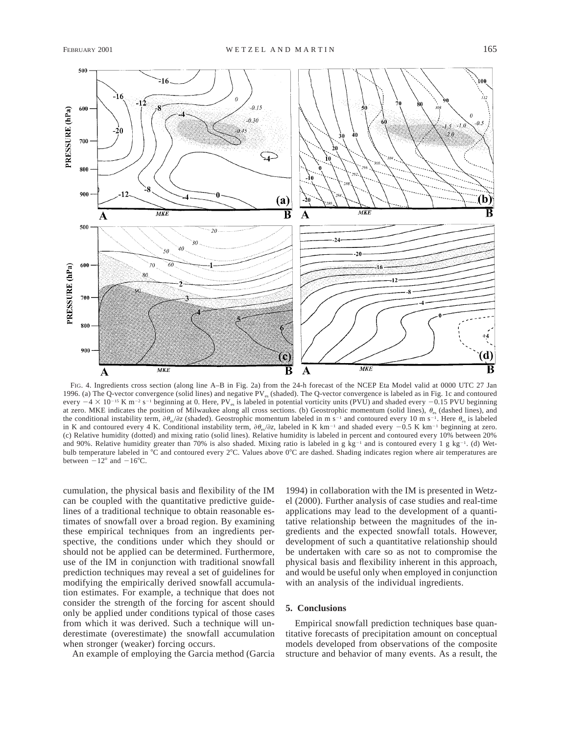FIG. 4. Ingredients cross section (along line A–B in Fig. 2a) from the 24-h forecast of the NCEP Eta Model valid at 0000 UTC 27 Jan 1996. (a) The Q-vector convergence (solid lines) and negative $PV_{es}$ (shaded). The Q-vector convergence is labeled as in Fig. 1c and contoured every $-4 \times 10^{-15}$ K m$^{-2}$ s$^{-1}$ beginning at 0. Here, $PV_{es}$ is labeled in potential vorticity units (PVU) and shaded every $-0.15$ PVU beginning at zero. MKE indicates the position of Milwaukee along all cross sections. (b) Geostrophic momentum (solid lines), $\theta_{es}$ (dashed lines), and the conditional instability term, $\partial\theta_{es}/\partial z$ (shaded). Geostrophic momentum labeled in m s$^{-1}$ and contoured every 10 m s$^{-1}$. Here $\theta_{es}$ is labeled in K and contoured every 4 K. Conditional instability term, $\partial\theta_{es}/\partial z$, labeled in K km$^{-1}$ and shaded every $-0.5$ K km$^{-1}$ beginning at zero. (c) Relative humidity (dotted) and mixing ratio (solid lines). Relative humidity is labeled in percent and contoured every 10% between 20% and 90%. Relative humidity greater than 70% is also shaded. Mixing ratio is labeled in g kg$^{-1}$ and is contoured every 1 g kg$^{-1}$. (d) Wet-bulb temperature labeled in °C and contoured every 2°C. Values above 0°C are dashed. Shading indicates region where air temperatures are between $-12°$ and $-16°$C.

cumulation, the physical basis and flexibility of the IM can be coupled with the quantitative predictive guidelines of a traditional technique to obtain reasonable estimates of snowfall over a broad region. By examining these empirical techniques from an ingredients perspective, the conditions under which they should or should not be applied can be determined. Furthermore, use of the IM in conjunction with traditional snowfall prediction techniques may reveal a set of guidelines for modifying the empirically derived snowfall accumulation estimates. For example, a technique that does not consider the strength of the forcing for ascent should only be applied under conditions typical of those cases from which it was derived. Such a technique will underestimate (overestimate) the snowfall accumulation when stronger (weaker) forcing occurs.

An example of employing the Garcia method (Garcia 1994) in collaboration with the IM is presented in Wetzel (2000). Further analysis of case studies and real-time applications may lead to the development of a quantitative relationship between the magnitudes of the ingredients and the expected snowfall totals. However, development of such a quantitative relationship should be undertaken with care so as not to compromise the physical basis and flexibility inherent in this approach, and would be useful only when employed in conjunction with an analysis of the individual ingredients.

## 5. Conclusions

Empirical snowfall prediction techniques base quantitative forecasts of precipitation amount on conceptual models developed from observations of the composite structure and behavior of many events. As a result, the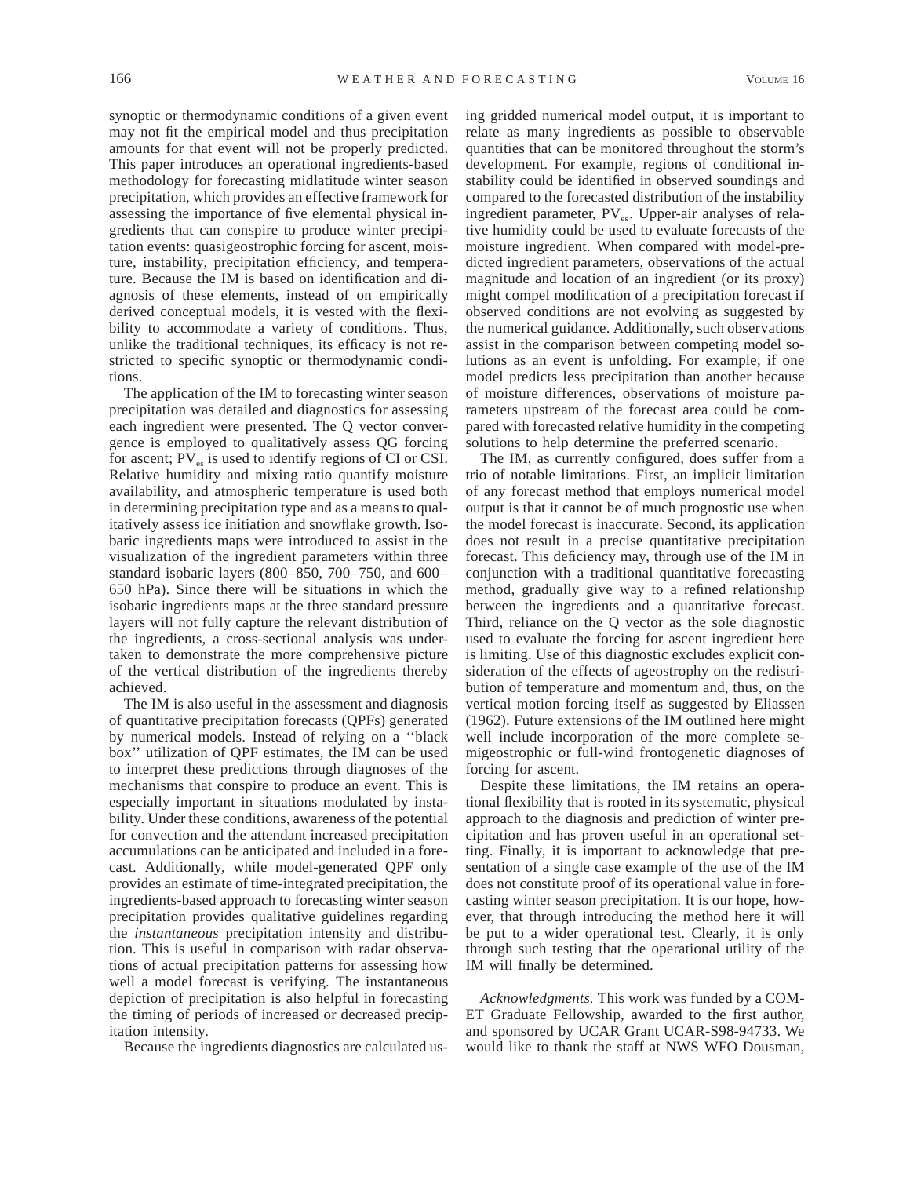synoptic or thermodynamic conditions of a given event may not fit the empirical model and thus precipitation amounts for that event will not be properly predicted. This paper introduces an operational ingredients-based methodology for forecasting midlatitude winter season precipitation, which provides an effective framework for assessing the importance of five elemental physical ingredients that can conspire to produce winter precipitation events: quasigeostrophic forcing for ascent, moisture, instability, precipitation efficiency, and temperature. Because the IM is based on identification and diagnosis of these elements, instead of on empirically derived conceptual models, it is vested with the flexibility to accommodate a variety of conditions. Thus, unlike the traditional techniques, its efficacy is not restricted to specific synoptic or thermodynamic conditions.

The application of the IM to forecasting winter season precipitation was detailed and diagnostics for assessing each ingredient were presented. The Q vector convergence is employed to qualitatively assess QG forcing for ascent; $PV_{es}$ is used to identify regions of CI or CSI. Relative humidity and mixing ratio quantify moisture availability, and atmospheric temperature is used both in determining precipitation type and as a means to qualitatively assess ice initiation and snowflake growth. Isobaric ingredients maps were introduced to assist in the visualization of the ingredient parameters within three standard isobaric layers (800–850, 700–750, and 600–650 hPa). Since there will be situations in which the isobaric ingredients maps at the three standard pressure layers will not fully capture the relevant distribution of the ingredients, a cross-sectional analysis was undertaken to demonstrate the more comprehensive picture of the vertical distribution of the ingredients thereby achieved.

The IM is also useful in the assessment and diagnosis of quantitative precipitation forecasts (QPFs) generated by numerical models. Instead of relying on a ''black box'' utilization of QPF estimates, the IM can be used to interpret these predictions through diagnoses of the mechanisms that conspire to produce an event. This is especially important in situations modulated by instability. Under these conditions, awareness of the potential for convection and the attendant increased precipitation accumulations can be anticipated and included in a forecast. Additionally, while model-generated QPF only provides an estimate of time-integrated precipitation, the ingredients-based approach to forecasting winter season precipitation provides qualitative guidelines regarding the *instantaneous* precipitation intensity and distribution. This is useful in comparison with radar observations of actual precipitation patterns for assessing how well a model forecast is verifying. The instantaneous depiction of precipitation is also helpful in forecasting the timing of periods of increased or decreased precipitation intensity.

Because the ingredients diagnostics are calculated using gridded numerical model output, it is important to relate as many ingredients as possible to observable quantities that can be monitored throughout the storm's development. For example, regions of conditional instability could be identified in observed soundings and compared to the forecasted distribution of the instability ingredient parameter, $PV_{es}$. Upper-air analyses of relative humidity could be used to evaluate forecasts of the moisture ingredient. When compared with model-predicted ingredient parameters, observations of the actual magnitude and location of an ingredient (or its proxy) might compel modification of a precipitation forecast if observed conditions are not evolving as suggested by the numerical guidance. Additionally, such observations assist in the comparison between competing model solutions as an event is unfolding. For example, if one model predicts less precipitation than another because of moisture differences, observations of moisture parameters upstream of the forecast area could be compared with forecasted relative humidity in the competing solutions to help determine the preferred scenario.

The IM, as currently configured, does suffer from a trio of notable limitations. First, an implicit limitation of any forecast method that employs numerical model output is that it cannot be of much prognostic use when the model forecast is inaccurate. Second, its application does not result in a precise quantitative precipitation forecast. This deficiency may, through use of the IM in conjunction with a traditional quantitative forecasting method, gradually give way to a refined relationship between the ingredients and a quantitative forecast. Third, reliance on the Q vector as the sole diagnostic used to evaluate the forcing for ascent ingredient here is limiting. Use of this diagnostic excludes explicit consideration of the effects of ageostrophy on the redistribution of temperature and momentum and, thus, on the vertical motion forcing itself as suggested by Eliassen (1962). Future extensions of the IM outlined here might well include incorporation of the more complete semigeostrophic or full-wind frontogenetic diagnoses of forcing for ascent.

Despite these limitations, the IM retains an operational flexibility that is rooted in its systematic, physical approach to the diagnosis and prediction of winter precipitation and has proven useful in an operational setting. Finally, it is important to acknowledge that presentation of a single case example of the use of the IM does not constitute proof of its operational value in forecasting winter season precipitation. It is our hope, however, that through introducing the method here it will be put to a wider operational test. Clearly, it is only through such testing that the operational utility of the IM will finally be determined.

*Acknowledgments.* This work was funded by a COMET Graduate Fellowship, awarded to the first author, and sponsored by UCAR Grant UCAR-S98-94733. We would like to thank the staff at NWS WFO Dousman,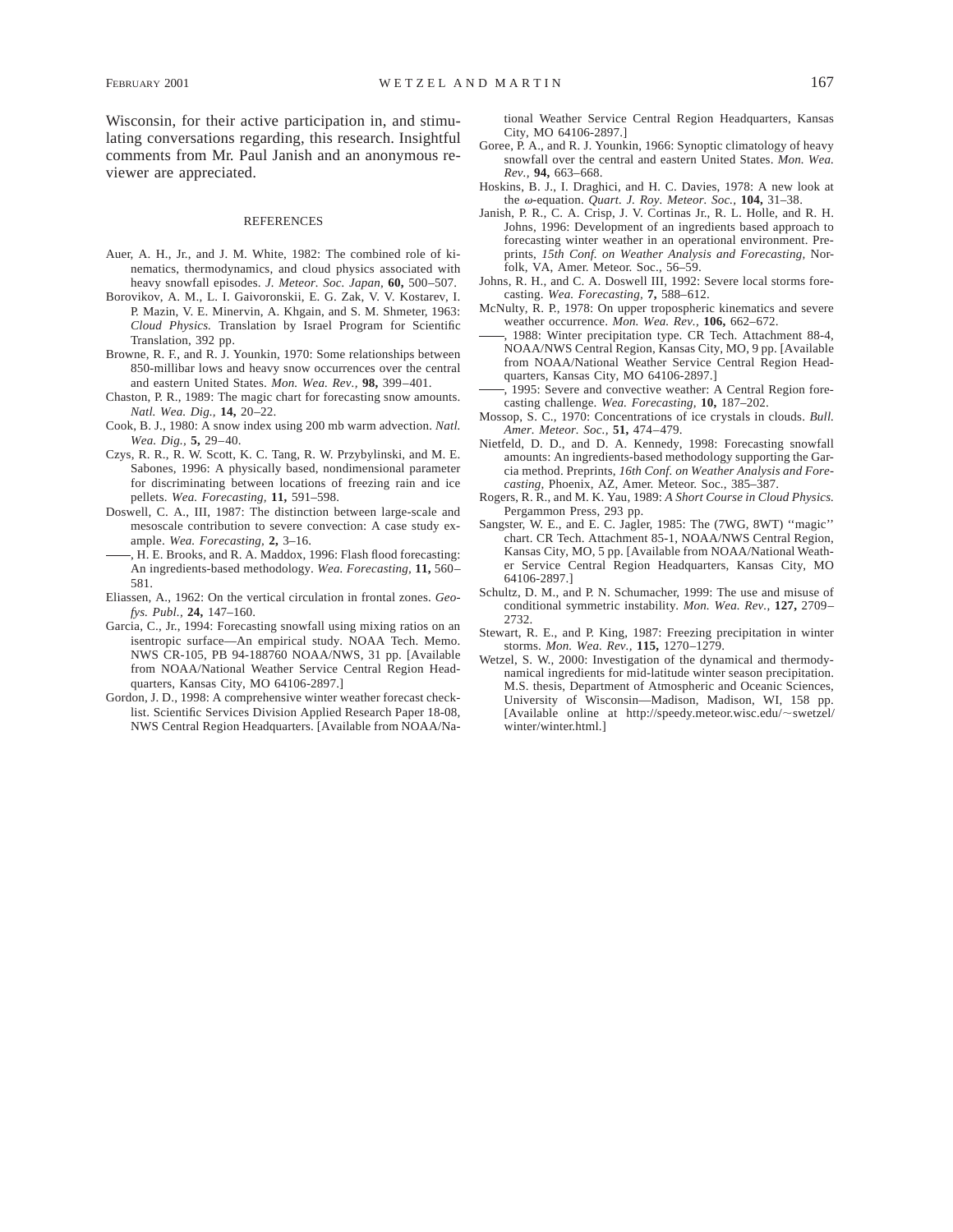Wisconsin, for their active participation in, and stimulating conversations regarding, this research. Insightful comments from Mr. Paul Janish and an anonymous reviewer are appreciated.

## REFERENCES

Auer, A. H., Jr., and J. M. White, 1982: The combined role of kinematics, thermodynamics, and cloud physics associated with heavy snowfall episodes. *J. Meteor. Soc. Japan,* **60,** 500–507.

Borovikov, A. M., L. I. Gaivoronskii, E. G. Zak, V. V. Kostarev, I. P. Mazin, V. E. Minervin, A. Khgain, and S. M. Shmeter, 1963: *Cloud Physics.* Translation by Israel Program for Scientific Translation, 392 pp.

Browne, R. F., and R. J. Younkin, 1970: Some relationships between 850-millibar lows and heavy snow occurrences over the central and eastern United States. *Mon. Wea. Rev.,* **98,** 399–401.

Chaston, P. R., 1989: The magic chart for forecasting snow amounts. *Natl. Wea. Dig.,* **14,** 20–22.

Cook, B. J., 1980: A snow index using 200 mb warm advection. *Natl. Wea. Dig.,* **5,** 29–40.

Czys, R. R., R. W. Scott, K. C. Tang, R. W. Przybylinski, and M. E. Sabones, 1996: A physically based, nondimensional parameter for discriminating between locations of freezing rain and ice pellets. *Wea. Forecasting,* **11,** 591–598.

Doswell, C. A., III, 1987: The distinction between large-scale and mesoscale contribution to severe convection: A case study example. *Wea. Forecasting,* **2,** 3–16.

——, H. E. Brooks, and R. A. Maddox, 1996: Flash flood forecasting: An ingredients-based methodology. *Wea. Forecasting,* **11,** 560–581.

Eliassen, A., 1962: On the vertical circulation in frontal zones. *Geofys. Publ.,* **24,** 147–160.

Garcia, C., Jr., 1994: Forecasting snowfall using mixing ratios on an isentropic surface—An empirical study. NOAA Tech. Memo. NWS CR-105, PB 94-188760 NOAA/NWS, 31 pp. [Available from NOAA/National Weather Service Central Region Headquarters, Kansas City, MO 64106-2897.]

Gordon, J. D., 1998: A comprehensive winter weather forecast checklist. Scientific Services Division Applied Research Paper 18-08, NWS Central Region Headquarters. [Available from NOAA/National Weather Service Central Region Headquarters, Kansas City, MO 64106-2897.]

Goree, P. A., and R. J. Younkin, 1966: Synoptic climatology of heavy snowfall over the central and eastern United States. *Mon. Wea. Rev.,* **94,** 663–668.

Hoskins, B. J., I. Draghici, and H. C. Davies, 1978: A new look at the $\omega$-equation. *Quart. J. Roy. Meteor. Soc.,* **104,** 31–38.

Janish, P. R., C. A. Crisp, J. V. Cortinas Jr., R. L. Holle, and R. H. Johns, 1996: Development of an ingredients based approach to forecasting winter weather in an operational environment. Preprints, *15th Conf. on Weather Analysis and Forecasting,* Norfolk, VA, Amer. Meteor. Soc., 56–59.

Johns, R. H., and C. A. Doswell III, 1992: Severe local storms forecasting. *Wea. Forecasting,* **7,** 588–612.

McNulty, R. P., 1978: On upper tropospheric kinematics and severe weather occurrence. *Mon. Wea. Rev.,* **106,** 662–672.

——, 1988: Winter precipitation type. CR Tech. Attachment 88-4, NOAA/NWS Central Region, Kansas City, MO, 9 pp. [Available from NOAA/National Weather Service Central Region Headquarters, Kansas City, MO 64106-2897.]

——, 1995: Severe and convective weather: A Central Region forecasting challenge. *Wea. Forecasting,* **10,** 187–202.

Mossop, S. C., 1970: Concentrations of ice crystals in clouds. *Bull. Amer. Meteor. Soc.,* **51,** 474–479.

Nietfeld, D. D., and D. A. Kennedy, 1998: Forecasting snowfall amounts: An ingredients-based methodology supporting the Garcia method. Preprints, *16th Conf. on Weather Analysis and Forecasting,* Phoenix, AZ, Amer. Meteor. Soc., 385–387.

Rogers, R. R., and M. K. Yau, 1989: *A Short Course in Cloud Physics.* Pergammon Press, 293 pp.

Sangster, W. E., and E. C. Jagler, 1985: The (7WG, 8WT) ''magic'' chart. CR Tech. Attachment 85-1, NOAA/NWS Central Region, Kansas City, MO, 5 pp. [Available from NOAA/National Weather Service Central Region Headquarters, Kansas City, MO 64106-2897.]

Schultz, D. M., and P. N. Schumacher, 1999: The use and misuse of conditional symmetric instability. *Mon. Wea. Rev.,* **127,** 2709–2732.

Stewart, R. E., and P. King, 1987: Freezing precipitation in winter storms. *Mon. Wea. Rev.,* **115,** 1270–1279.

Wetzel, S. W., 2000: Investigation of the dynamical and thermodynamical ingredients for mid-latitude winter season precipitation. M.S. thesis, Department of Atmospheric and Oceanic Sciences, University of Wisconsin—Madison, Madison, WI, 158 pp. [Available online at http://speedy.meteor.wisc.edu/~swetzel/winter/winter.html.]